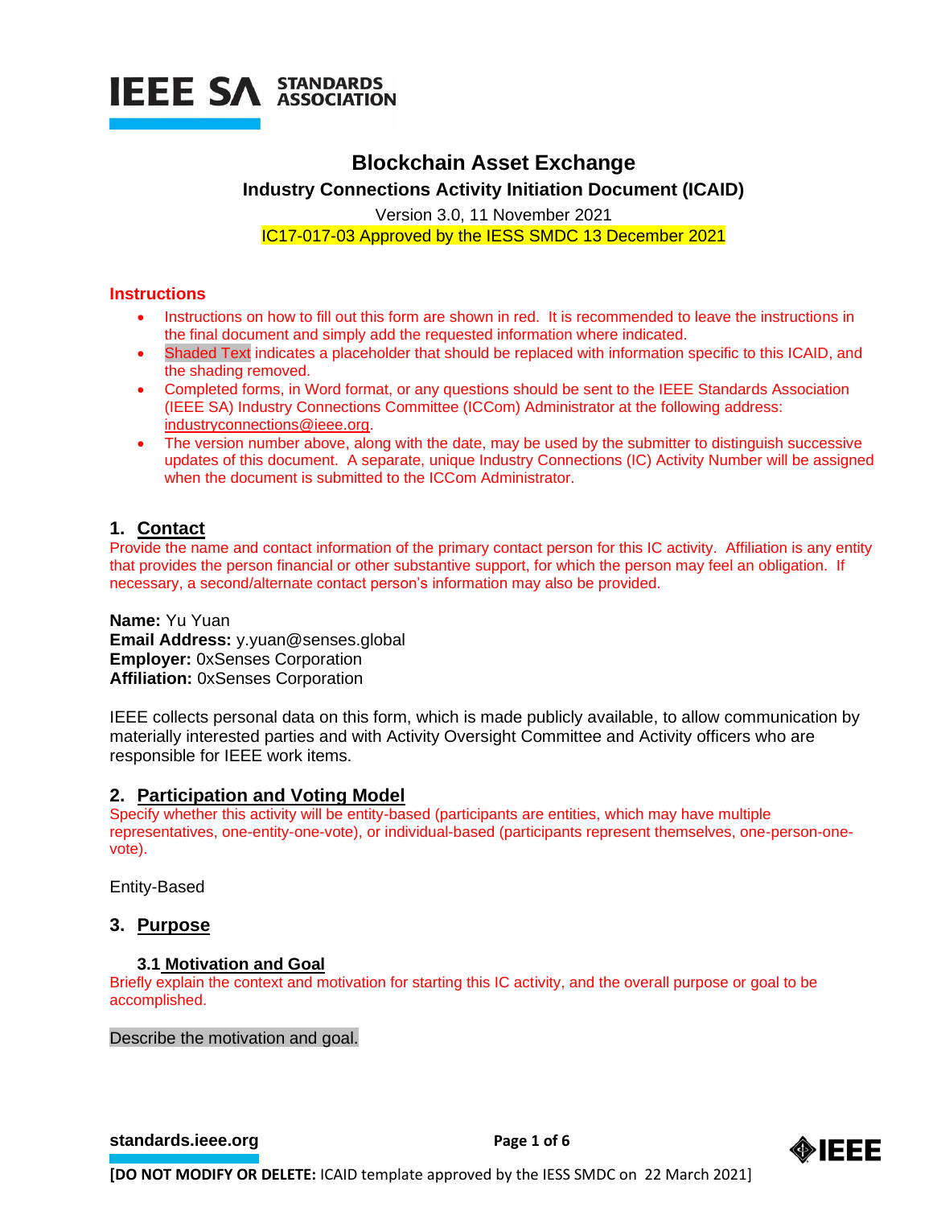IEEE SA STANDARDS ASSOCIATION

# Blockchain Asset Exchange

## Industry Connections Activity Initiation Document (ICAID)

Version 3.0, 11 November 2021

IC17-017-03 Approved by the IESS SMDC 13 December 2021

### Instructions

- Instructions on how to fill out this form are shown in red. It is recommended to leave the instructions in the final document and simply add the requested information where indicated.
- Shaded Text indicates a placeholder that should be replaced with information specific to this ICAID, and the shading removed.
- Completed forms, in Word format, or any questions should be sent to the IEEE Standards Association (IEEE SA) Industry Connections Committee (ICCom) Administrator at the following address: industryconnections@ieee.org.
- The version number above, along with the date, may be used by the submitter to distinguish successive updates of this document. A separate, unique Industry Connections (IC) Activity Number will be assigned when the document is submitted to the ICCom Administrator.

## 1. Contact

Provide the name and contact information of the primary contact person for this IC activity. Affiliation is any entity that provides the person financial or other substantive support, for which the person may feel an obligation. If necessary, a second/alternate contact person's information may also be provided.

**Name:** Yu Yuan
**Email Address:** y.yuan@senses.global
**Employer:** 0xSenses Corporation
**Affiliation:** 0xSenses Corporation

IEEE collects personal data on this form, which is made publicly available, to allow communication by materially interested parties and with Activity Oversight Committee and Activity officers who are responsible for IEEE work items.

## 2. Participation and Voting Model

Specify whether this activity will be entity-based (participants are entities, which may have multiple representatives, one-entity-one-vote), or individual-based (participants represent themselves, one-person-one-vote).

Entity-Based

## 3. Purpose

### 3.1 Motivation and Goal

Briefly explain the context and motivation for starting this IC activity, and the overall purpose or goal to be accomplished.

Describe the motivation and goal.

[DO NOT MODIFY OR DELETE: ICAID template approved by the IESS SMDC on 22 March 2021]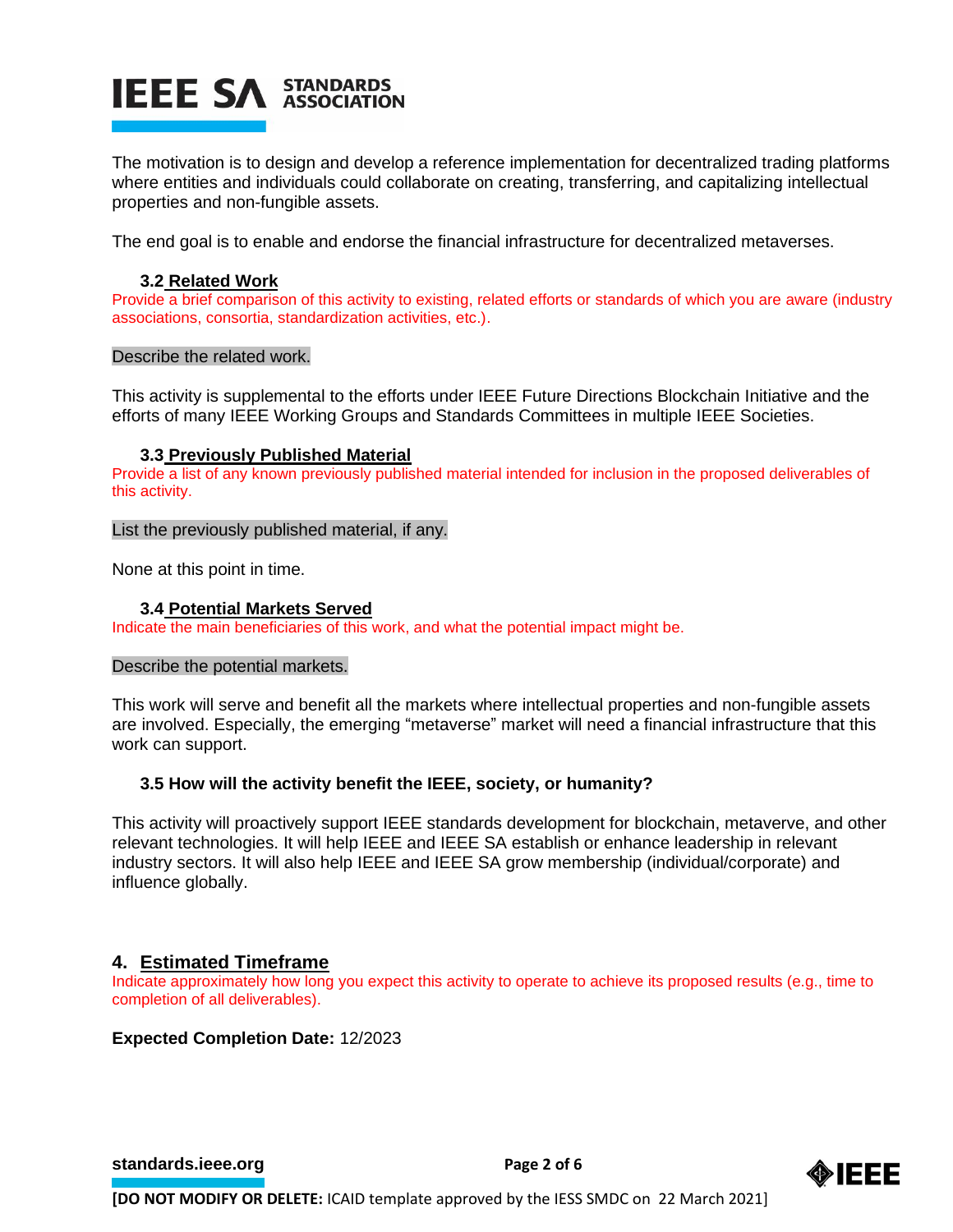The motivation is to design and develop a reference implementation for decentralized trading platforms where entities and individuals could collaborate on creating, transferring, and capitalizing intellectual properties and non-fungible assets.

The end goal is to enable and endorse the financial infrastructure for decentralized metaverses.

### 3.2 Related Work

Provide a brief comparison of this activity to existing, related efforts or standards of which you are aware (industry associations, consortia, standardization activities, etc.).

Describe the related work.

This activity is supplemental to the efforts under IEEE Future Directions Blockchain Initiative and the efforts of many IEEE Working Groups and Standards Committees in multiple IEEE Societies.

### 3.3 Previously Published Material

Provide a list of any known previously published material intended for inclusion in the proposed deliverables of this activity.

List the previously published material, if any.

None at this point in time.

### 3.4 Potential Markets Served

Indicate the main beneficiaries of this work, and what the potential impact might be.

Describe the potential markets.

This work will serve and benefit all the markets where intellectual properties and non-fungible assets are involved. Especially, the emerging "metaverse" market will need a financial infrastructure that this work can support.

### 3.5 How will the activity benefit the IEEE, society, or humanity?

This activity will proactively support IEEE standards development for blockchain, metaverve, and other relevant technologies. It will help IEEE and IEEE SA establish or enhance leadership in relevant industry sectors. It will also help IEEE and IEEE SA grow membership (individual/corporate) and influence globally.

## 4. Estimated Timeframe

Indicate approximately how long you expect this activity to operate to achieve its proposed results (e.g., time to completion of all deliverables).

**Expected Completion Date:** 12/2023

**[DO NOT MODIFY OR DELETE:** ICAID template approved by the IESS SMDC on 22 March 2021]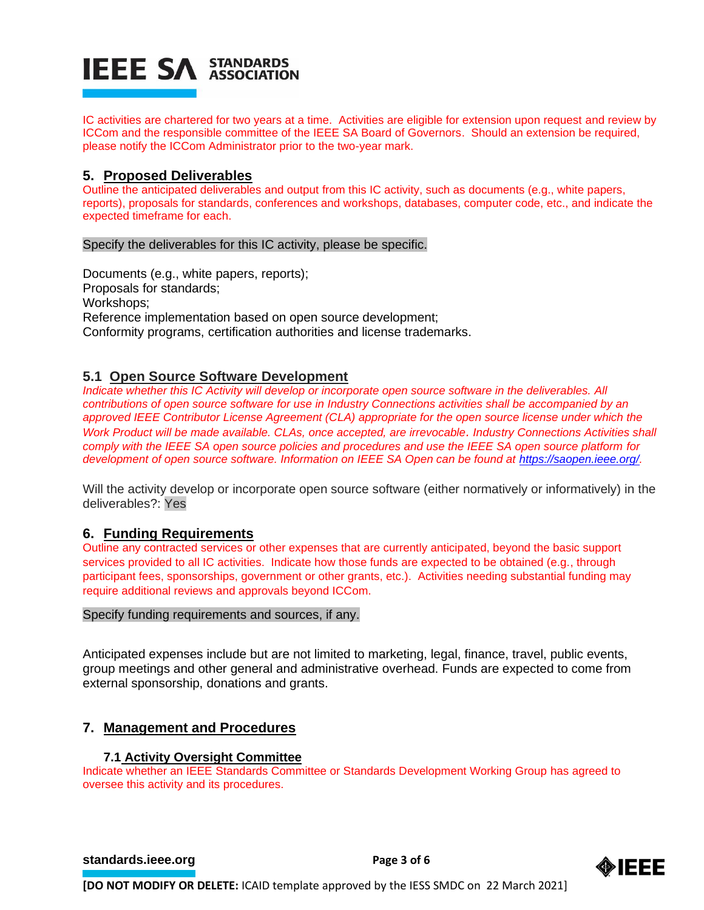IC activities are chartered for two years at a time. Activities are eligible for extension upon request and review by ICCom and the responsible committee of the IEEE SA Board of Governors. Should an extension be required, please notify the ICCom Administrator prior to the two-year mark.

## 5. Proposed Deliverables

Outline the anticipated deliverables and output from this IC activity, such as documents (e.g., white papers, reports), proposals for standards, conferences and workshops, databases, computer code, etc., and indicate the expected timeframe for each.

Specify the deliverables for this IC activity, please be specific.

Documents (e.g., white papers, reports);
Proposals for standards;
Workshops;
Reference implementation based on open source development;
Conformity programs, certification authorities and license trademarks.

### 5.1 Open Source Software Development

*Indicate whether this IC Activity will develop or incorporate open source software in the deliverables. All contributions of open source software for use in Industry Connections activities shall be accompanied by an approved IEEE Contributor License Agreement (CLA) appropriate for the open source license under which the Work Product will be made available. CLAs, once accepted, are irrevocable. Industry Connections Activities shall comply with the IEEE SA open source policies and procedures and use the IEEE SA open source platform for development of open source software. Information on IEEE SA Open can be found at https://saopen.ieee.org/.*

Will the activity develop or incorporate open source software (either normatively or informatively) in the deliverables?: Yes

## 6. Funding Requirements

Outline any contracted services or other expenses that are currently anticipated, beyond the basic support services provided to all IC activities. Indicate how those funds are expected to be obtained (e.g., through participant fees, sponsorships, government or other grants, etc.). Activities needing substantial funding may require additional reviews and approvals beyond ICCom.

Specify funding requirements and sources, if any.

Anticipated expenses include but are not limited to marketing, legal, finance, travel, public events, group meetings and other general and administrative overhead. Funds are expected to come from external sponsorship, donations and grants.

## 7. Management and Procedures

### 7.1 Activity Oversight Committee

Indicate whether an IEEE Standards Committee or Standards Development Working Group has agreed to oversee this activity and its procedures.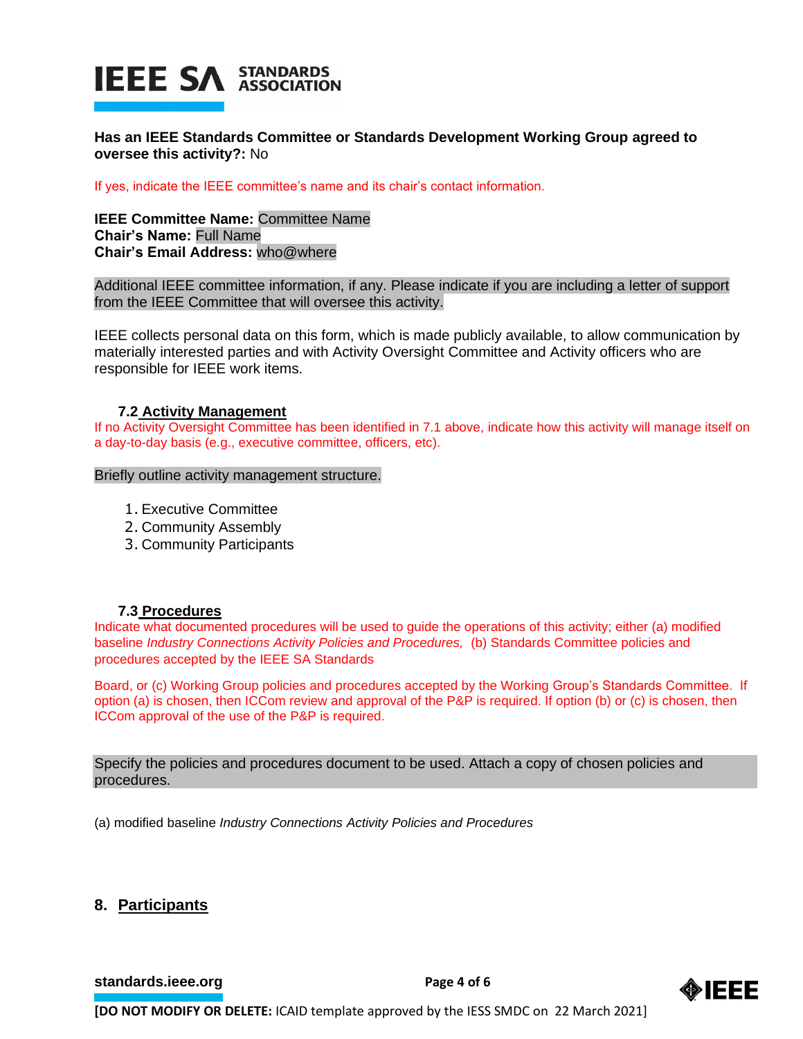**Has an IEEE Standards Committee or Standards Development Working Group agreed to oversee this activity?:** No

If yes, indicate the IEEE committee's name and its chair's contact information.

**IEEE Committee Name:** Committee Name
**Chair's Name:** Full Name
**Chair's Email Address:** who@where

Additional IEEE committee information, if any. Please indicate if you are including a letter of support from the IEEE Committee that will oversee this activity.

IEEE collects personal data on this form, which is made publicly available, to allow communication by materially interested parties and with Activity Oversight Committee and Activity officers who are responsible for IEEE work items.

### 7.2 Activity Management

If no Activity Oversight Committee has been identified in 7.1 above, indicate how this activity will manage itself on a day-to-day basis (e.g., executive committee, officers, etc).

Briefly outline activity management structure.

1. Executive Committee
2. Community Assembly
3. Community Participants

### 7.3 Procedures

Indicate what documented procedures will be used to guide the operations of this activity; either (a) modified baseline *Industry Connections Activity Policies and Procedures,* (b) Standards Committee policies and procedures accepted by the IEEE SA Standards

Board, or (c) Working Group policies and procedures accepted by the Working Group's Standards Committee. If option (a) is chosen, then ICCom review and approval of the P&P is required. If option (b) or (c) is chosen, then ICCom approval of the use of the P&P is required.

Specify the policies and procedures document to be used. Attach a copy of chosen policies and procedures.

(a) modified baseline *Industry Connections Activity Policies and Procedures*

## 8. Participants

**[DO NOT MODIFY OR DELETE:** ICAID template approved by the IESS SMDC on 22 March 2021]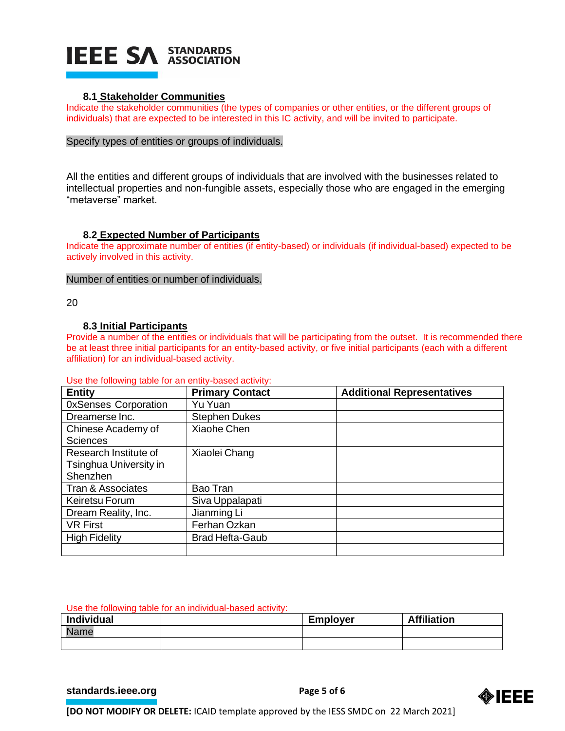### 8.1 Stakeholder Communities

Indicate the stakeholder communities (the types of companies or other entities, or the different groups of individuals) that are expected to be interested in this IC activity, and will be invited to participate.

Specify types of entities or groups of individuals.

All the entities and different groups of individuals that are involved with the businesses related to intellectual properties and non-fungible assets, especially those who are engaged in the emerging "metaverse" market.

### 8.2 Expected Number of Participants

Indicate the approximate number of entities (if entity-based) or individuals (if individual-based) expected to be actively involved in this activity.

Number of entities or number of individuals.

20

### 8.3 Initial Participants

Provide a number of the entities or individuals that will be participating from the outset. It is recommended there be at least three initial participants for an entity-based activity, or five initial participants (each with a different affiliation) for an individual-based activity.

Use the following table for an entity-based activity:

| Entity | Primary Contact | Additional Representatives |
|---|---|---|
| 0xSenses Corporation | Yu Yuan | |
| Dreamerse Inc. | Stephen Dukes | |
| Chinese Academy of Sciences | Xiaohe Chen | |
| Research Institute of Tsinghua University in Shenzhen | Xiaolei Chang | |
| Tran & Associates | Bao Tran | |
| Keiretsu Forum | Siva Uppalapati | |
| Dream Reality, Inc. | Jianming Li | |
| VR First | Ferhan Ozkan | |
| High Fidelity | Brad Hefta-Gaub | |
| | | |

Use the following table for an individual-based activity:

| Individual | | Employer | Affiliation |
|---|---|---|---|
| Name | | | |
| | | | |

[DO NOT MODIFY OR DELETE: ICAID template approved by the IESS SMDC on 22 March 2021]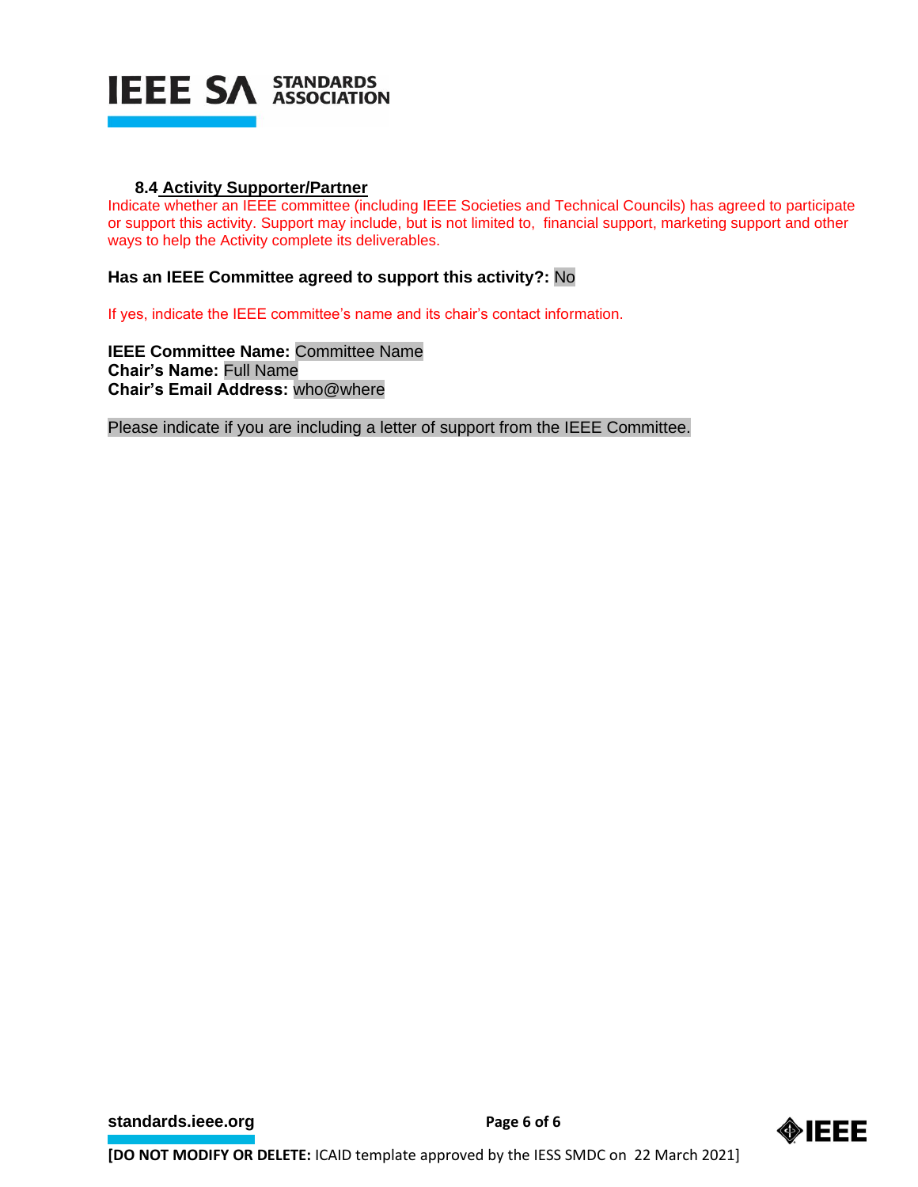### 8.4 Activity Supporter/Partner

Indicate whether an IEEE committee (including IEEE Societies and Technical Councils) has agreed to participate or support this activity. Support may include, but is not limited to, financial support, marketing support and other ways to help the Activity complete its deliverables.

**Has an IEEE Committee agreed to support this activity?:** No

If yes, indicate the IEEE committee's name and its chair's contact information.

**IEEE Committee Name:** Committee Name
**Chair's Name:** Full Name
**Chair's Email Address:** who@where

Please indicate if you are including a letter of support from the IEEE Committee.

**[DO NOT MODIFY OR DELETE:** ICAID template approved by the IESS SMDC on 22 March 2021]